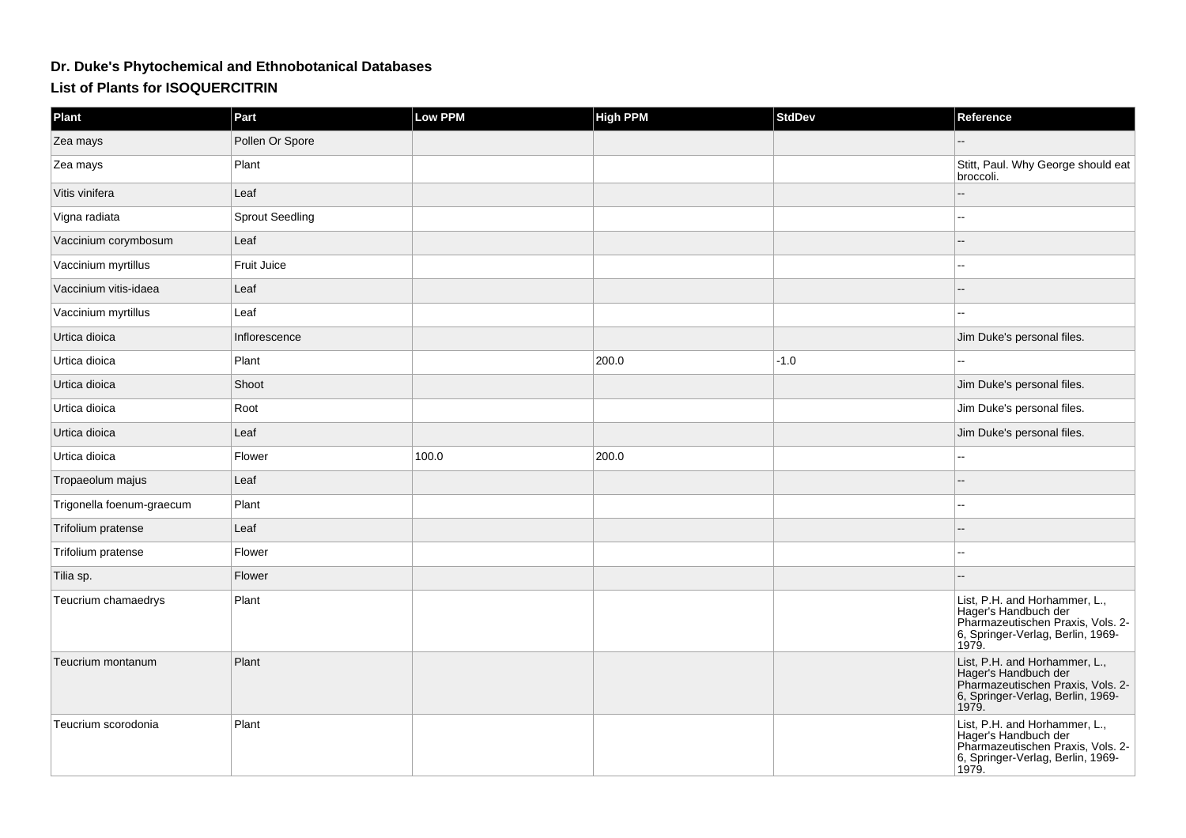## Dr. Duke's Phytochemical and Ethnobotanical Databases

### List of Plants for ISOQUERCITRIN

| Plant | Part | Low PPM | High PPM | StdDev | Reference |
|---|---|---|---|---|---|
| Zea mays | Pollen Or Spore | | | | -- |
| Zea mays | Plant | | | | Stitt, Paul. Why George should eat broccoli. |
| Vitis vinifera | Leaf | | | | -- |
| Vigna radiata | Sprout Seedling | | | | -- |
| Vaccinium corymbosum | Leaf | | | | -- |
| Vaccinium myrtillus | Fruit Juice | | | | -- |
| Vaccinium vitis-idaea | Leaf | | | | -- |
| Vaccinium myrtillus | Leaf | | | | -- |
| Urtica dioica | Inflorescence | | | | Jim Duke's personal files. |
| Urtica dioica | Plant | | 200.0 | -1.0 | -- |
| Urtica dioica | Shoot | | | | Jim Duke's personal files. |
| Urtica dioica | Root | | | | Jim Duke's personal files. |
| Urtica dioica | Leaf | | | | Jim Duke's personal files. |
| Urtica dioica | Flower | 100.0 | 200.0 | | -- |
| Tropaeolum majus | Leaf | | | | -- |
| Trigonella foenum-graecum | Plant | | | | -- |
| Trifolium pratense | Leaf | | | | -- |
| Trifolium pratense | Flower | | | | -- |
| Tilia sp. | Flower | | | | -- |
| Teucrium chamaedrys | Plant | | | | List, P.H. and Horhammer, L., Hager's Handbuch der Pharmazeutischen Praxis, Vols. 2-6, Springer-Verlag, Berlin, 1969-1979. |
| Teucrium montanum | Plant | | | | List, P.H. and Horhammer, L., Hager's Handbuch der Pharmazeutischen Praxis, Vols. 2-6, Springer-Verlag, Berlin, 1969-1979. |
| Teucrium scorodonia | Plant | | | | List, P.H. and Horhammer, L., Hager's Handbuch der Pharmazeutischen Praxis, Vols. 2-6, Springer-Verlag, Berlin, 1969-1979. |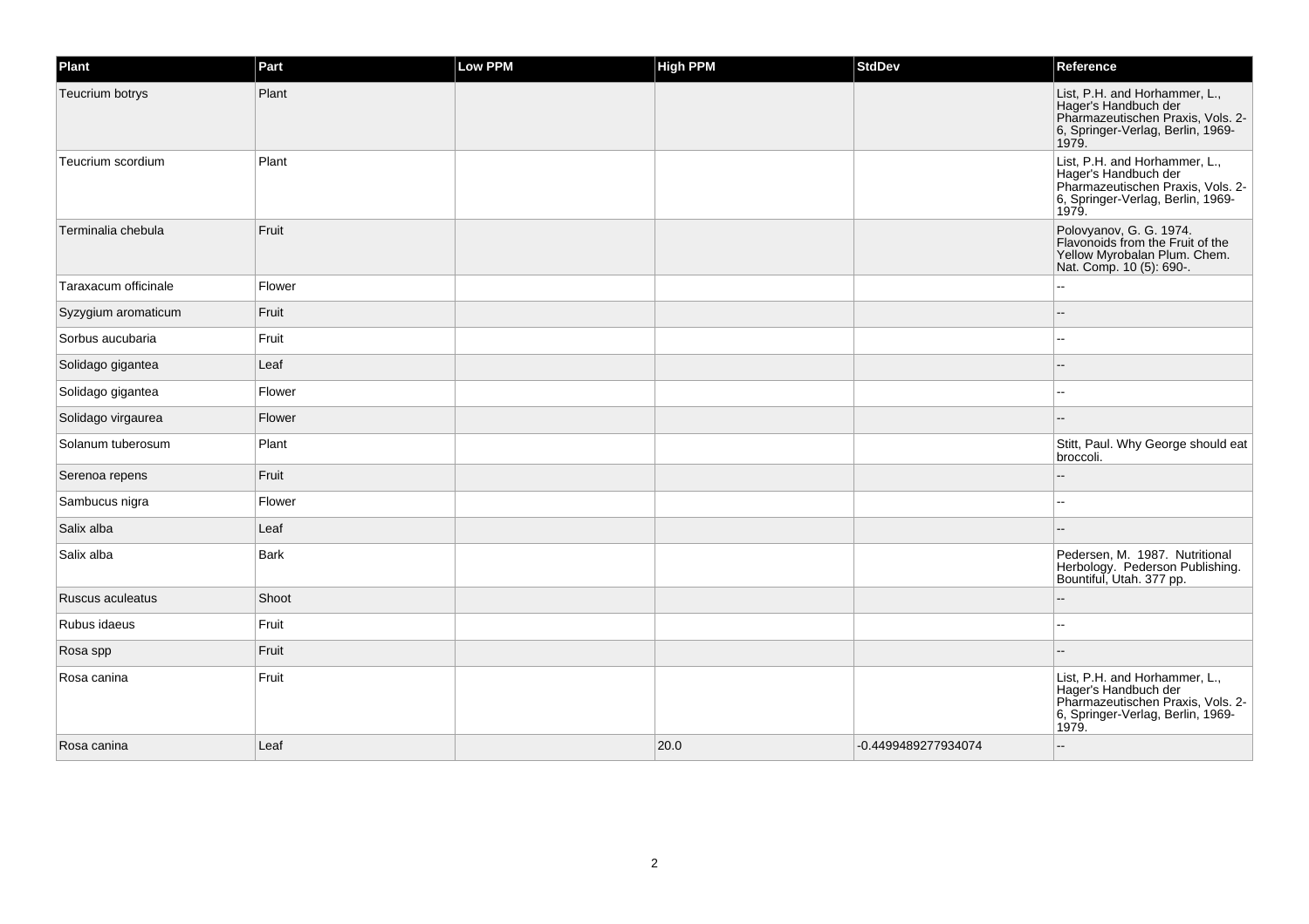| Plant | Part | Low PPM | High PPM | StdDev | Reference |
|---|---|---|---|---|---|
| Teucrium botrys | Plant | | | | List, P.H. and Horhammer, L., Hager's Handbuch der Pharmazeutischen Praxis, Vols. 2-6, Springer-Verlag, Berlin, 1969-1979. |
| Teucrium scordium | Plant | | | | List, P.H. and Horhammer, L., Hager's Handbuch der Pharmazeutischen Praxis, Vols. 2-6, Springer-Verlag, Berlin, 1969-1979. |
| Terminalia chebula | Fruit | | | | Polovyanov, G. G. 1974. Flavonoids from the Fruit of the Yellow Myrobalan Plum. Chem. Nat. Comp. 10 (5): 690-. |
| Taraxacum officinale | Flower | | | | -- |
| Syzygium aromaticum | Fruit | | | | -- |
| Sorbus aucubaria | Fruit | | | | -- |
| Solidago gigantea | Leaf | | | | -- |
| Solidago gigantea | Flower | | | | -- |
| Solidago virgaurea | Flower | | | | -- |
| Solanum tuberosum | Plant | | | | Stitt, Paul. Why George should eat broccoli. |
| Serenoa repens | Fruit | | | | -- |
| Sambucus nigra | Flower | | | | -- |
| Salix alba | Leaf | | | | -- |
| Salix alba | Bark | | | | Pedersen, M. 1987. Nutritional Herbology. Pederson Publishing. Bountiful, Utah. 377 pp. |
| Ruscus aculeatus | Shoot | | | | -- |
| Rubus idaeus | Fruit | | | | -- |
| Rosa spp | Fruit | | | | -- |
| Rosa canina | Fruit | | | | List, P.H. and Horhammer, L., Hager's Handbuch der Pharmazeutischen Praxis, Vols. 2-6, Springer-Verlag, Berlin, 1969-1979. |
| Rosa canina | Leaf | | 20.0 | -0.4499489277934074 | -- |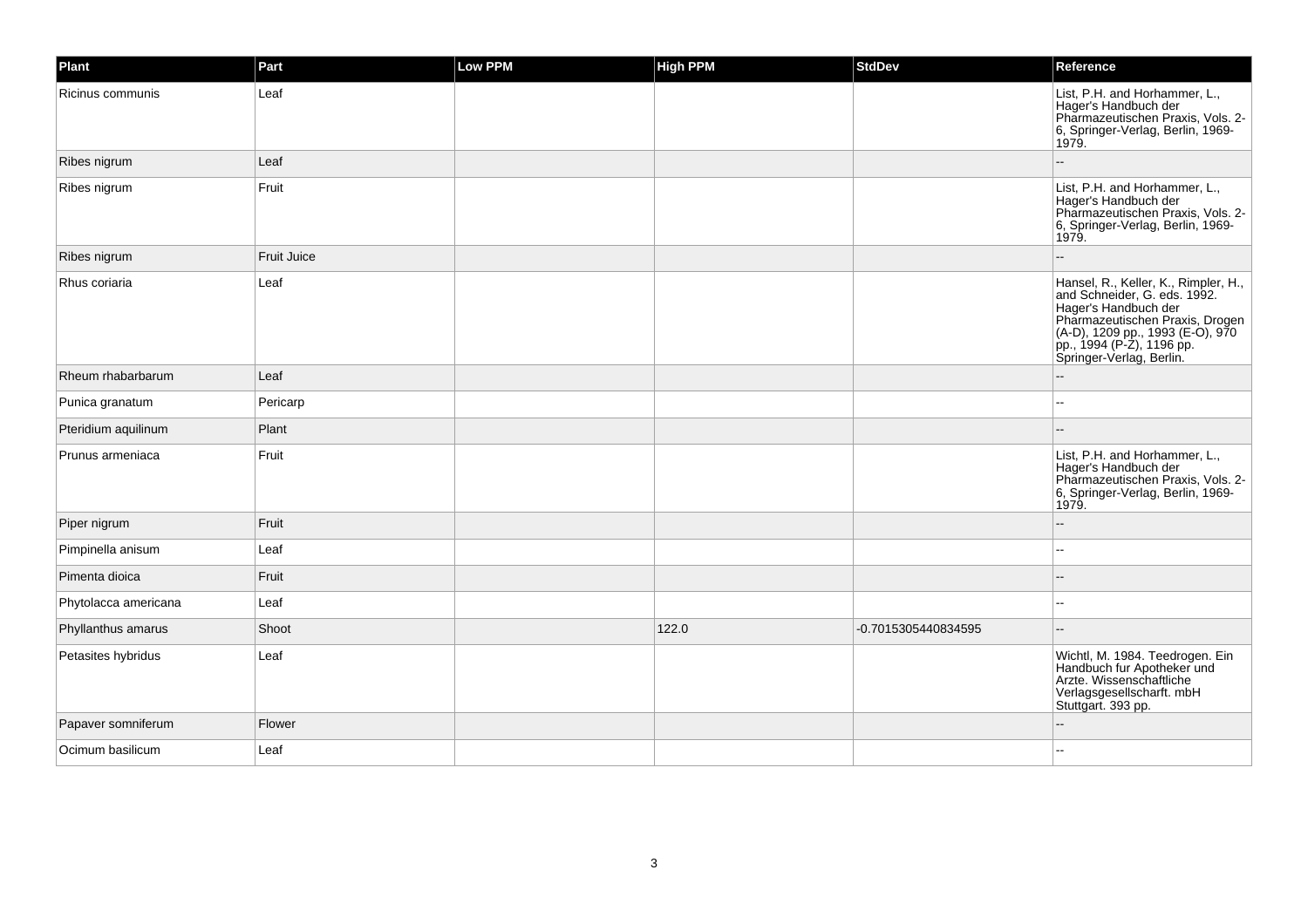| Plant | Part | Low PPM | High PPM | StdDev | Reference |
| --- | --- | --- | --- | --- | --- |
| Ricinus communis | Leaf | | | | List, P.H. and Horhammer, L., Hager's Handbuch der Pharmazeutischen Praxis, Vols. 2-6, Springer-Verlag, Berlin, 1969-1979. |
| Ribes nigrum | Leaf | | | | -- |
| Ribes nigrum | Fruit | | | | List, P.H. and Horhammer, L., Hager's Handbuch der Pharmazeutischen Praxis, Vols. 2-6, Springer-Verlag, Berlin, 1969-1979. |
| Ribes nigrum | Fruit Juice | | | | -- |
| Rhus coriaria | Leaf | | | | Hansel, R., Keller, K., Rimpler, H., and Schneider, G. eds. 1992. Hager's Handbuch der Pharmazeutischen Praxis, Drogen (A-D), 1209 pp., 1993 (E-O), 970 pp., 1994 (P-Z), 1196 pp. Springer-Verlag, Berlin. |
| Rheum rhabarbarum | Leaf | | | | -- |
| Punica granatum | Pericarp | | | | -- |
| Pteridium aquilinum | Plant | | | | -- |
| Prunus armeniaca | Fruit | | | | List, P.H. and Horhammer, L., Hager's Handbuch der Pharmazeutischen Praxis, Vols. 2-6, Springer-Verlag, Berlin, 1969-1979. |
| Piper nigrum | Fruit | | | | -- |
| Pimpinella anisum | Leaf | | | | -- |
| Pimenta dioica | Fruit | | | | -- |
| Phytolacca americana | Leaf | | | | -- |
| Phyllanthus amarus | Shoot | | 122.0 | -0.7015305440834595 | -- |
| Petasites hybridus | Leaf | | | | Wichtl, M. 1984. Teedrogen. Ein Handbuch fur Apotheker und Arzte. Wissenschaftliche Verlagsgesellscharft. mbH Stuttgart. 393 pp. |
| Papaver somniferum | Flower | | | | -- |
| Ocimum basilicum | Leaf | | | | -- |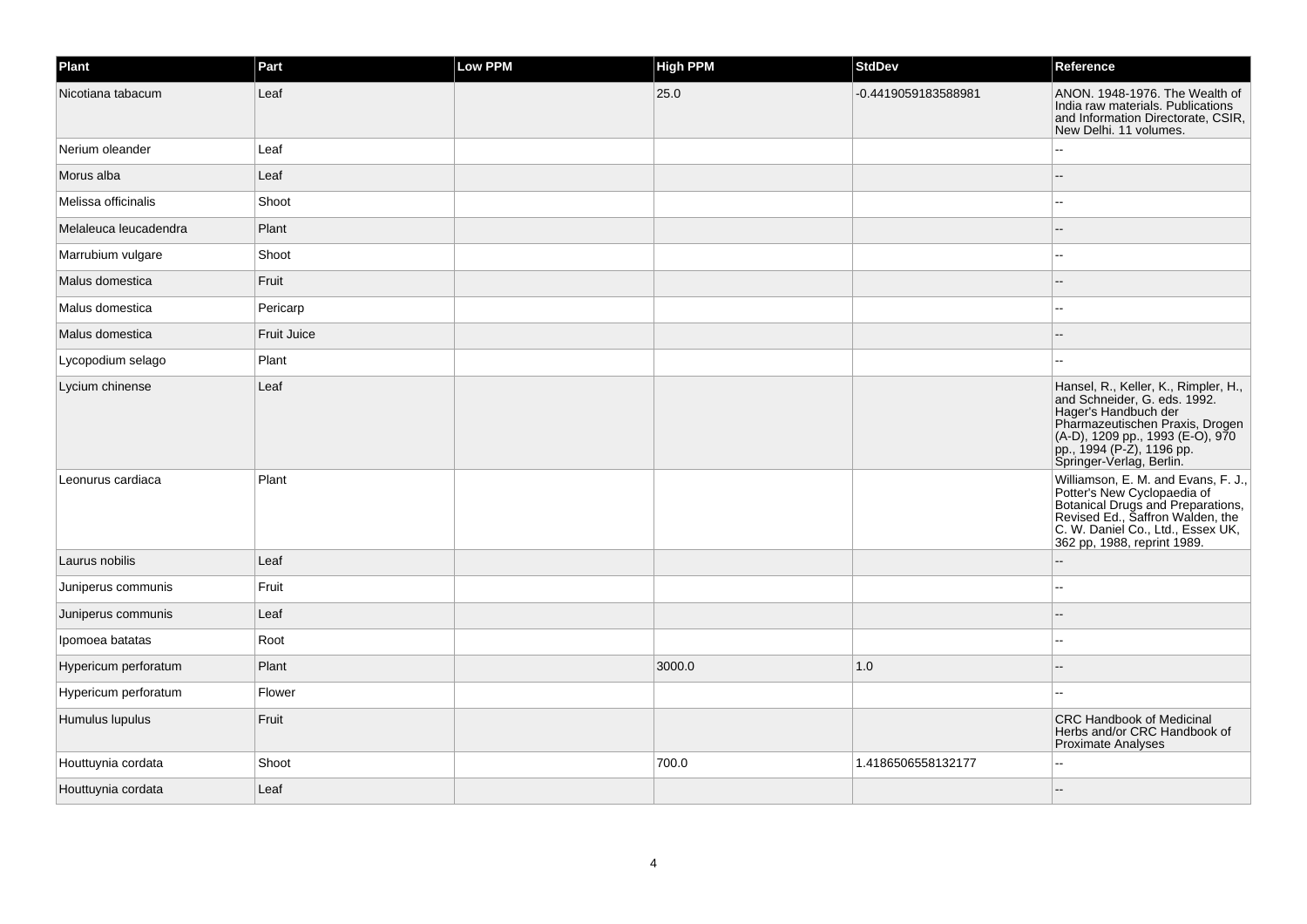| Plant | Part | Low PPM | High PPM | StdDev | Reference |
| --- | --- | --- | --- | --- | --- |
| Nicotiana tabacum | Leaf | | 25.0 | -0.4419059183588981 | ANON. 1948-1976. The Wealth of India raw materials. Publications and Information Directorate, CSIR, New Delhi. 11 volumes. |
| Nerium oleander | Leaf | | | | -- |
| Morus alba | Leaf | | | | -- |
| Melissa officinalis | Shoot | | | | -- |
| Melaleuca leucadendra | Plant | | | | -- |
| Marrubium vulgare | Shoot | | | | -- |
| Malus domestica | Fruit | | | | -- |
| Malus domestica | Pericarp | | | | -- |
| Malus domestica | Fruit Juice | | | | -- |
| Lycopodium selago | Plant | | | | -- |
| Lycium chinense | Leaf | | | | Hansel, R., Keller, K., Rimpler, H., and Schneider, G. eds. 1992. Hager's Handbuch der Pharmazeutischen Praxis, Drogen (A-D), 1209 pp., 1993 (E-O), 970 pp., 1994 (P-Z), 1196 pp. Springer-Verlag, Berlin. |
| Leonurus cardiaca | Plant | | | | Williamson, E. M. and Evans, F. J., Potter's New Cyclopaedia of Botanical Drugs and Preparations, Revised Ed., Saffron Walden, the C. W. Daniel Co., Ltd., Essex UK, 362 pp, 1988, reprint 1989. |
| Laurus nobilis | Leaf | | | | -- |
| Juniperus communis | Fruit | | | | -- |
| Juniperus communis | Leaf | | | | -- |
| Ipomoea batatas | Root | | | | -- |
| Hypericum perforatum | Plant | | 3000.0 | 1.0 | -- |
| Hypericum perforatum | Flower | | | | -- |
| Humulus lupulus | Fruit | | | | CRC Handbook of Medicinal Herbs and/or CRC Handbook of Proximate Analyses |
| Houttuynia cordata | Shoot | | 700.0 | 1.4186506558132177 | -- |
| Houttuynia cordata | Leaf | | | | -- |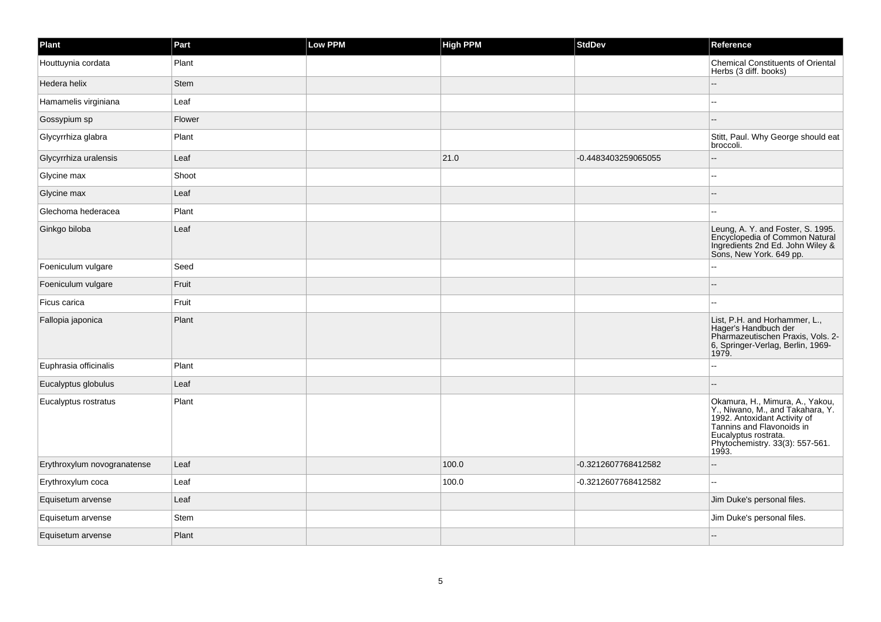| Plant | Part | Low PPM | High PPM | StdDev | Reference |
|---|---|---|---|---|---|
| Houttuynia cordata | Plant | | | | Chemical Constituents of Oriental Herbs (3 diff. books) |
| Hedera helix | Stem | | | | -- |
| Hamamelis virginiana | Leaf | | | | -- |
| Gossypium sp | Flower | | | | -- |
| Glycyrrhiza glabra | Plant | | | | Stitt, Paul. Why George should eat broccoli. |
| Glycyrrhiza uralensis | Leaf | | 21.0 | -0.4483403259065055 | -- |
| Glycine max | Shoot | | | | -- |
| Glycine max | Leaf | | | | -- |
| Glechoma hederacea | Plant | | | | -- |
| Ginkgo biloba | Leaf | | | | Leung, A. Y. and Foster, S. 1995. Encyclopedia of Common Natural Ingredients 2nd Ed. John Wiley & Sons, New York. 649 pp. |
| Foeniculum vulgare | Seed | | | | -- |
| Foeniculum vulgare | Fruit | | | | -- |
| Ficus carica | Fruit | | | | -- |
| Fallopia japonica | Plant | | | | List, P.H. and Horhammer, L., Hager's Handbuch der Pharmazeutischen Praxis, Vols. 2-6, Springer-Verlag, Berlin, 1969-1979. |
| Euphrasia officinalis | Plant | | | | -- |
| Eucalyptus globulus | Leaf | | | | -- |
| Eucalyptus rostratus | Plant | | | | Okamura, H., Mimura, A., Yakou, Y., Niwano, M., and Takahara, Y. 1992. Antoxidant Activity of Tannins and Flavonoids in Eucalyptus rostrata. Phytochemistry. 33(3): 557-561. 1993. |
| Erythroxylum novogranatense | Leaf | | 100.0 | -0.3212607768412582 | -- |
| Erythroxylum coca | Leaf | | 100.0 | -0.3212607768412582 | -- |
| Equisetum arvense | Leaf | | | | Jim Duke's personal files. |
| Equisetum arvense | Stem | | | | Jim Duke's personal files. |
| Equisetum arvense | Plant | | | | -- |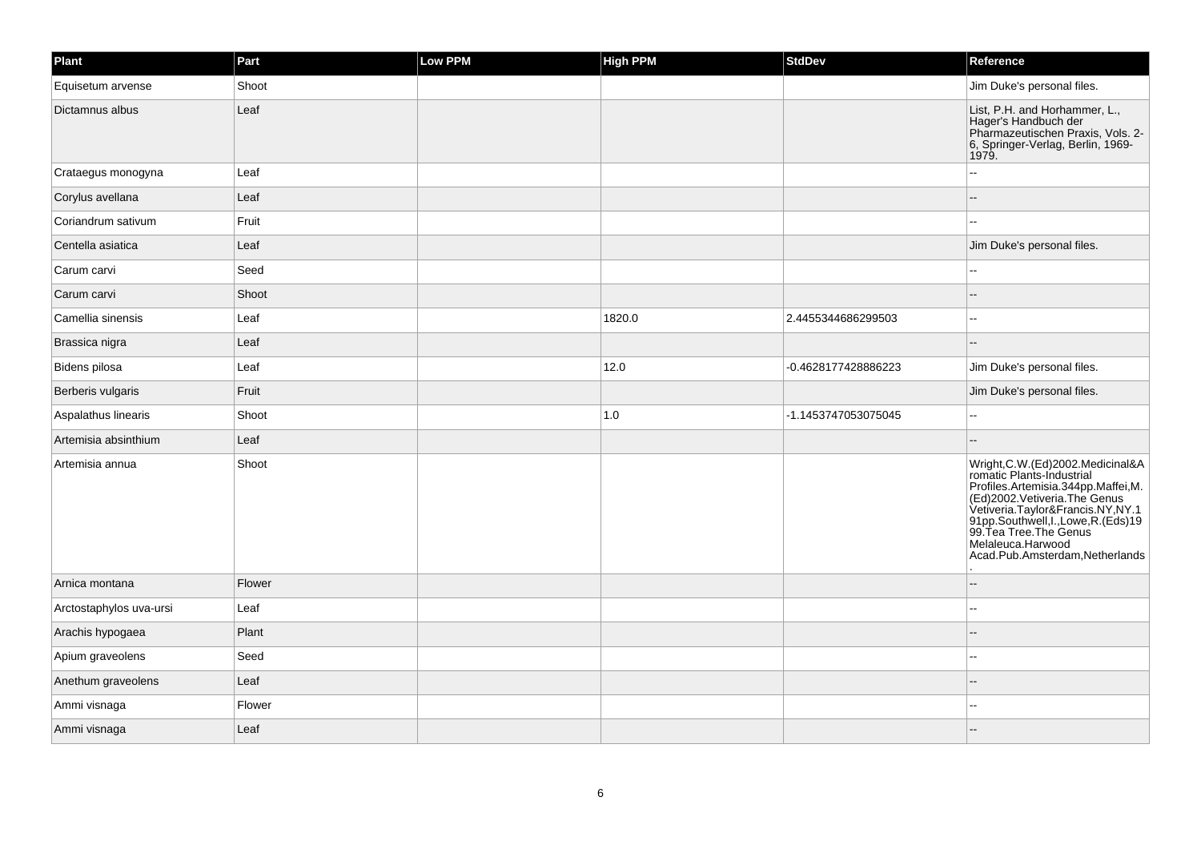| Plant | Part | Low PPM | High PPM | StdDev | Reference |
|---|---|---|---|---|---|
| Equisetum arvense | Shoot | | | | Jim Duke's personal files. |
| Dictamnus albus | Leaf | | | | List, P.H. and Horhammer, L., Hager's Handbuch der Pharmazeutischen Praxis, Vols. 2-6, Springer-Verlag, Berlin, 1969-1979. |
| Crataegus monogyna | Leaf | | | | -- |
| Corylus avellana | Leaf | | | | -- |
| Coriandrum sativum | Fruit | | | | -- |
| Centella asiatica | Leaf | | | | Jim Duke's personal files. |
| Carum carvi | Seed | | | | -- |
| Carum carvi | Shoot | | | | -- |
| Camellia sinensis | Leaf | | 1820.0 | 2.4455344686299503 | -- |
| Brassica nigra | Leaf | | | | -- |
| Bidens pilosa | Leaf | | 12.0 | -0.4628177428886223 | Jim Duke's personal files. |
| Berberis vulgaris | Fruit | | | | Jim Duke's personal files. |
| Aspalathus linearis | Shoot | | 1.0 | -1.1453747053075045 | -- |
| Artemisia absinthium | Leaf | | | | -- |
| Artemisia annua | Shoot | | | | Wright,C.W.(Ed)2002.Medicinal&Aromatic Plants-Industrial Profiles.Artemisia.344pp.Maffei,M.(Ed)2002.Vetiveria.The Genus Vetiveria.Taylor&Francis.NY,NY.191pp.Southwell,I.,Lowe,R.(Eds)1999.Tea Tree.The Genus Melaleuca.Harwood Acad.Pub.Amsterdam,Netherlands. |
| Arnica montana | Flower | | | | -- |
| Arctostaphylos uva-ursi | Leaf | | | | -- |
| Arachis hypogaea | Plant | | | | -- |
| Apium graveolens | Seed | | | | -- |
| Anethum graveolens | Leaf | | | | -- |
| Ammi visnaga | Flower | | | | -- |
| Ammi visnaga | Leaf | | | | -- |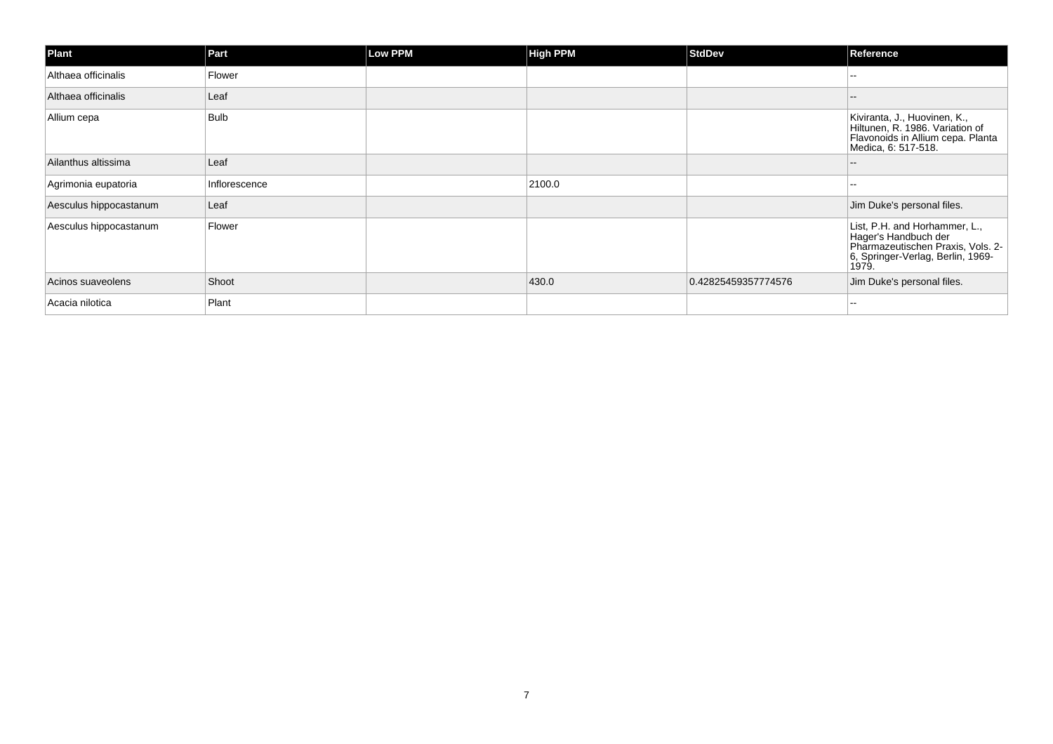| Plant | Part | Low PPM | High PPM | StdDev | Reference |
| --- | --- | --- | --- | --- | --- |
| Althaea officinalis | Flower | | | | -- |
| Althaea officinalis | Leaf | | | | -- |
| Allium cepa | Bulb | | | | Kiviranta, J., Huovinen, K., Hiltunen, R. 1986. Variation of Flavonoids in Allium cepa. Planta Medica, 6: 517-518. |
| Ailanthus altissima | Leaf | | | | -- |
| Agrimonia eupatoria | Inflorescence | | 2100.0 | | -- |
| Aesculus hippocastanum | Leaf | | | | Jim Duke's personal files. |
| Aesculus hippocastanum | Flower | | | | List, P.H. and Horhammer, L., Hager's Handbuch der Pharmazeutischen Praxis, Vols. 2-6, Springer-Verlag, Berlin, 1969-1979. |
| Acinos suaveolens | Shoot | | 430.0 | 0.42825459357774576 | Jim Duke's personal files. |
| Acacia nilotica | Plant | | | | -- |